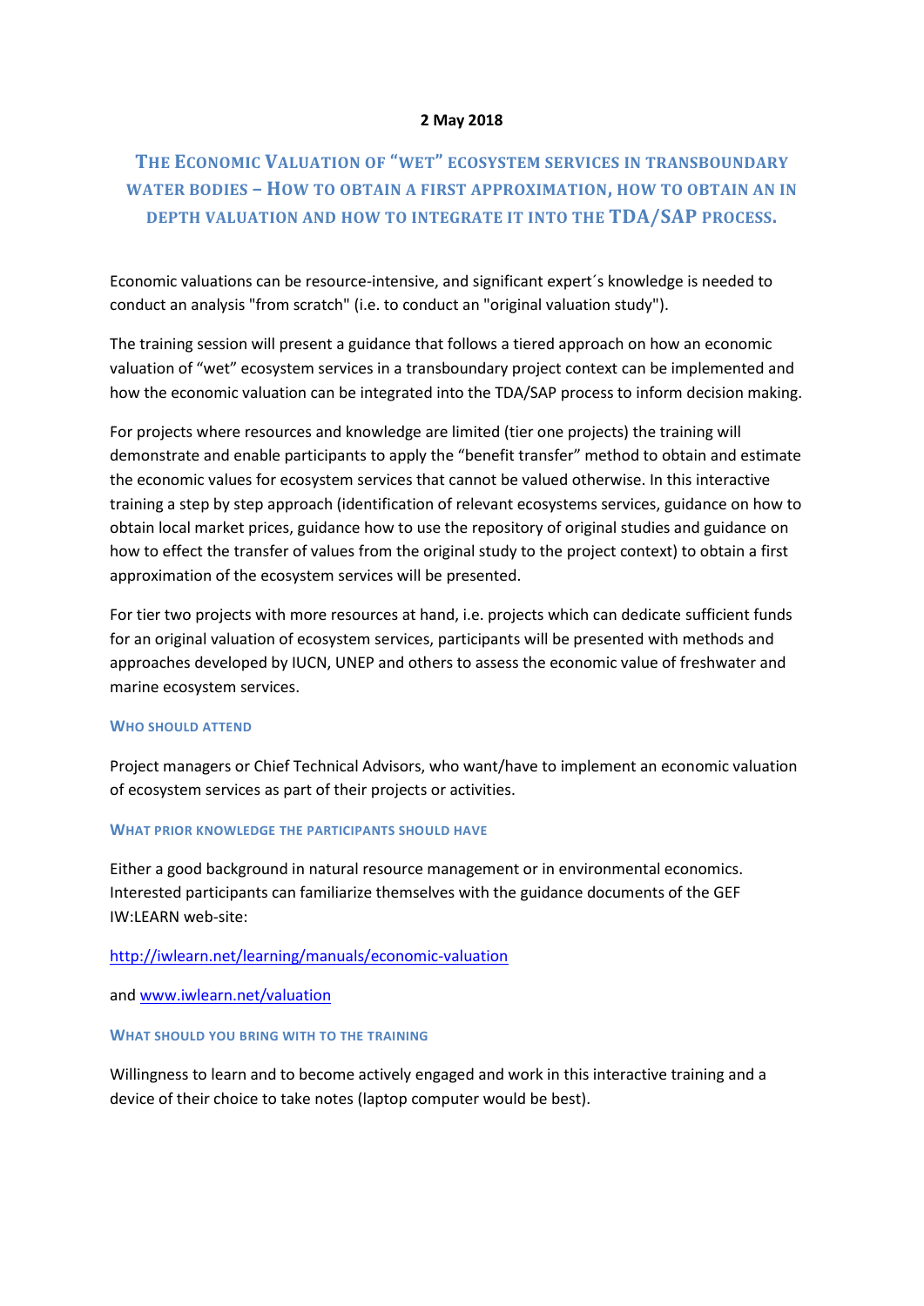**2 May 2018**

# The Economic Valuation of "wet" ecosystem services in transboundary water bodies – How to obtain a first approximation, how to obtain an in depth valuation and how to integrate it into the TDA/SAP process.

Economic valuations can be resource-intensive, and significant expert´s knowledge is needed to conduct an analysis "from scratch" (i.e. to conduct an "original valuation study").

The training session will present a guidance that follows a tiered approach on how an economic valuation of "wet" ecosystem services in a transboundary project context can be implemented and how the economic valuation can be integrated into the TDA/SAP process to inform decision making.

For projects where resources and knowledge are limited (tier one projects) the training will demonstrate and enable participants to apply the "benefit transfer" method to obtain and estimate the economic values for ecosystem services that cannot be valued otherwise. In this interactive training a step by step approach (identification of relevant ecosystems services, guidance on how to obtain local market prices, guidance how to use the repository of original studies and guidance on how to effect the transfer of values from the original study to the project context) to obtain a first approximation of the ecosystem services will be presented.

For tier two projects with more resources at hand, i.e. projects which can dedicate sufficient funds for an original valuation of ecosystem services, participants will be presented with methods and approaches developed by IUCN, UNEP and others to assess the economic value of freshwater and marine ecosystem services.

## Who should attend

Project managers or Chief Technical Advisors, who want/have to implement an economic valuation of ecosystem services as part of their projects or activities.

## What prior knowledge the participants should have

Either a good background in natural resource management or in environmental economics. Interested participants can familiarize themselves with the guidance documents of the GEF IW:LEARN web-site:

http://iwlearn.net/learning/manuals/economic-valuation

and www.iwlearn.net/valuation

## What should you bring with to the training

Willingness to learn and to become actively engaged and work in this interactive training and a device of their choice to take notes (laptop computer would be best).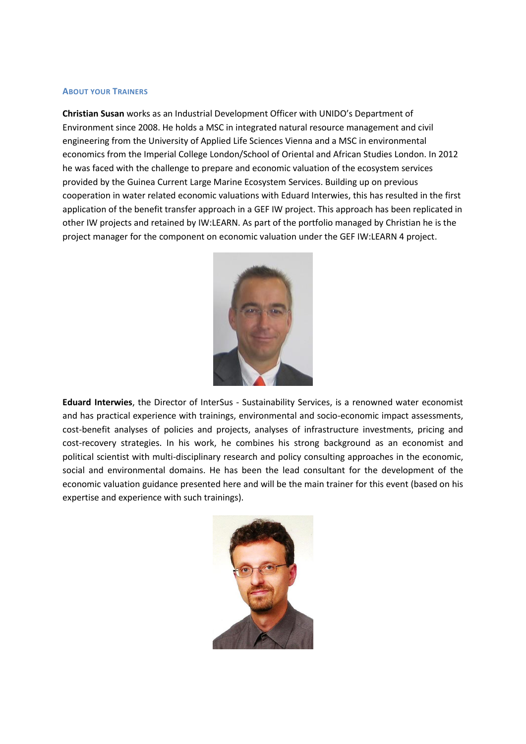### About your Trainers

**Christian Susan** works as an Industrial Development Officer with UNIDO's Department of Environment since 2008. He holds a MSC in integrated natural resource management and civil engineering from the University of Applied Life Sciences Vienna and a MSC in environmental economics from the Imperial College London/School of Oriental and African Studies London. In 2012 he was faced with the challenge to prepare and economic valuation of the ecosystem services provided by the Guinea Current Large Marine Ecosystem Services. Building up on previous cooperation in water related economic valuations with Eduard Interwies, this has resulted in the first application of the benefit transfer approach in a GEF IW project. This approach has been replicated in other IW projects and retained by IW:LEARN. As part of the portfolio managed by Christian he is the project manager for the component on economic valuation under the GEF IW:LEARN 4 project.

**Eduard Interwies**, the Director of InterSus - Sustainability Services, is a renowned water economist and has practical experience with trainings, environmental and socio-economic impact assessments, cost-benefit analyses of policies and projects, analyses of infrastructure investments, pricing and cost-recovery strategies. In his work, he combines his strong background as an economist and political scientist with multi-disciplinary research and policy consulting approaches in the economic, social and environmental domains. He has been the lead consultant for the development of the economic valuation guidance presented here and will be the main trainer for this event (based on his expertise and experience with such trainings).